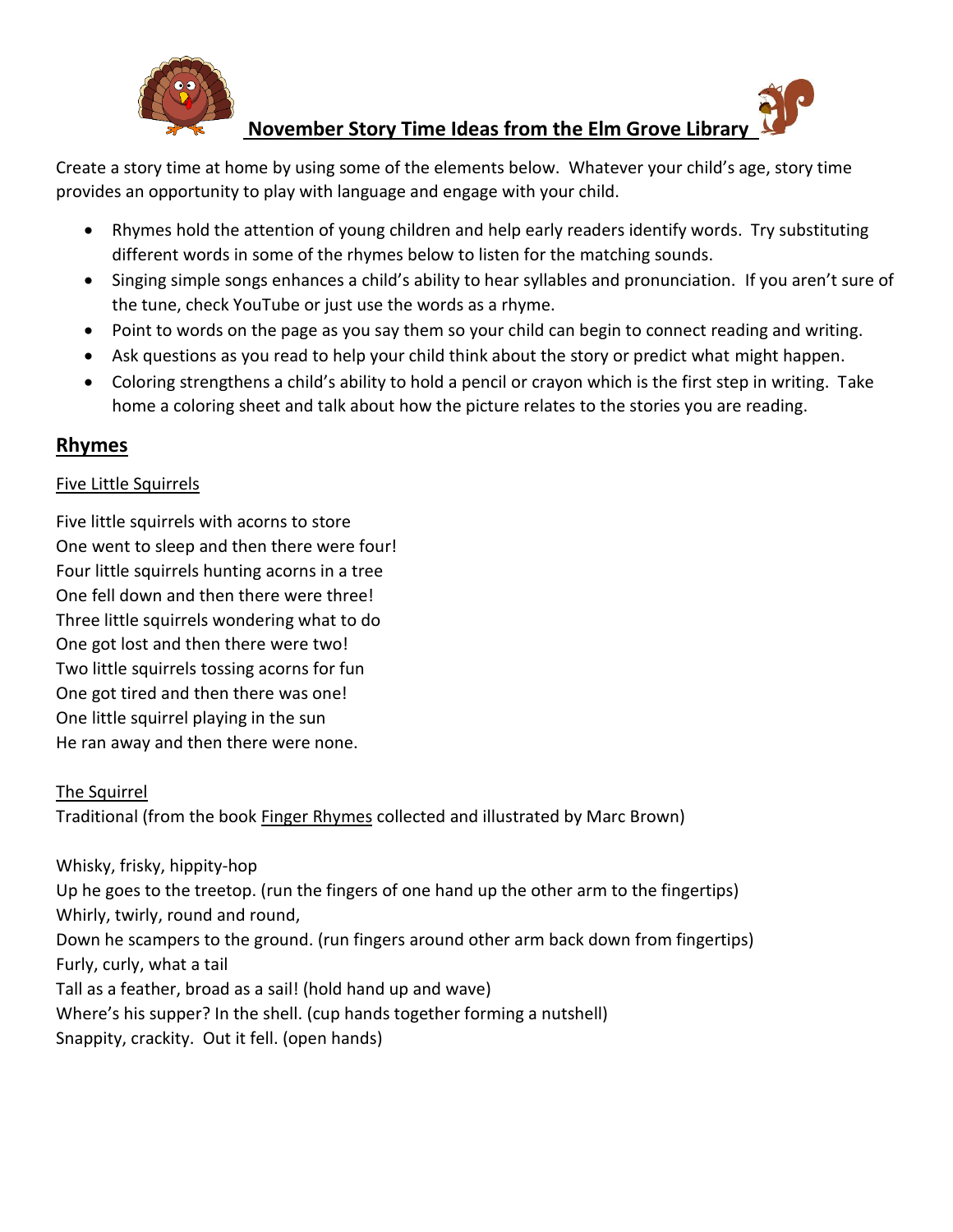# November Story Time Ideas from the Elm Grove Library

Create a story time at home by using some of the elements below. Whatever your child's age, story time provides an opportunity to play with language and engage with your child.

- Rhymes hold the attention of young children and help early readers identify words. Try substituting different words in some of the rhymes below to listen for the matching sounds.
- Singing simple songs enhances a child's ability to hear syllables and pronunciation. If you aren't sure of the tune, check YouTube or just use the words as a rhyme.
- Point to words on the page as you say them so your child can begin to connect reading and writing.
- Ask questions as you read to help your child think about the story or predict what might happen.
- Coloring strengthens a child's ability to hold a pencil or crayon which is the first step in writing. Take home a coloring sheet and talk about how the picture relates to the stories you are reading.

## Rhymes

### Five Little Squirrels

Five little squirrels with acorns to store
One went to sleep and then there were four!
Four little squirrels hunting acorns in a tree
One fell down and then there were three!
Three little squirrels wondering what to do
One got lost and then there were two!
Two little squirrels tossing acorns for fun
One got tired and then there was one!
One little squirrel playing in the sun
He ran away and then there were none.

### The Squirrel

Traditional (from the book Finger Rhymes collected and illustrated by Marc Brown)

Whisky, frisky, hippity-hop
Up he goes to the treetop. (run the fingers of one hand up the other arm to the fingertips)
Whirly, twirly, round and round,
Down he scampers to the ground. (run fingers around other arm back down from fingertips)
Furly, curly, what a tail
Tall as a feather, broad as a sail! (hold hand up and wave)
Where's his supper? In the shell. (cup hands together forming a nutshell)
Snappity, crackity. Out it fell. (open hands)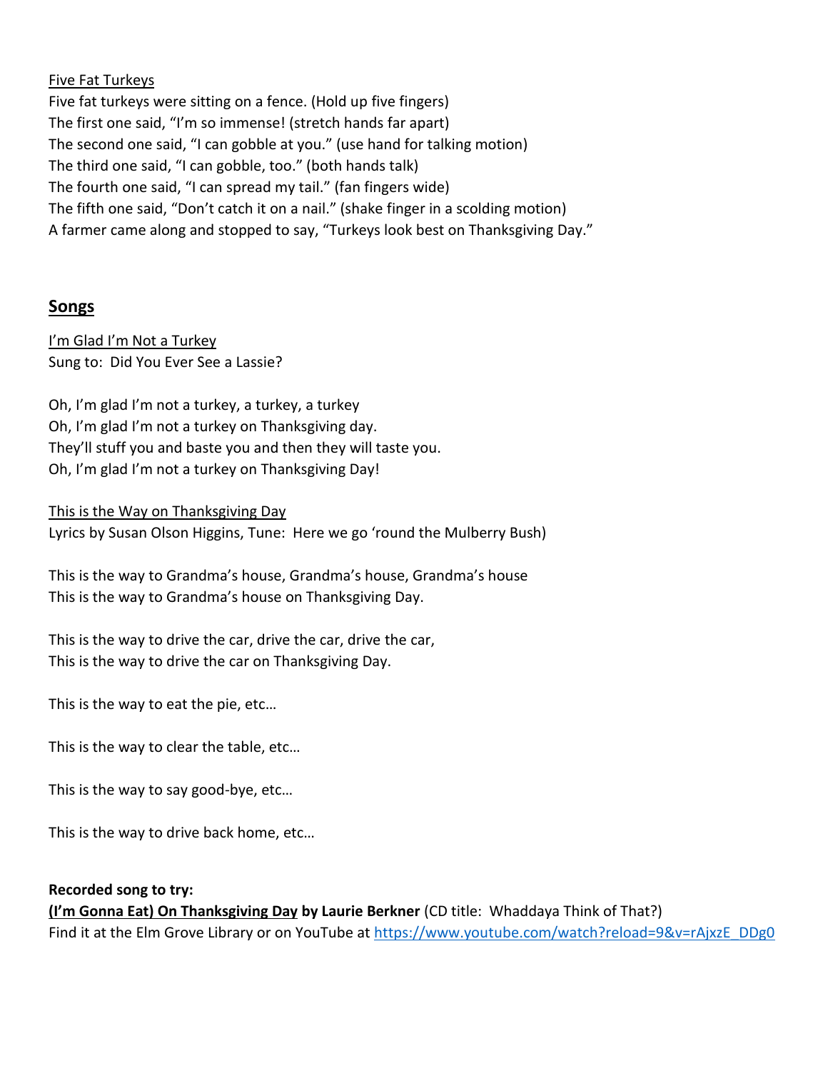<u>Five Fat Turkeys</u>

Five fat turkeys were sitting on a fence. (Hold up five fingers)
The first one said, "I'm so immense! (stretch hands far apart)
The second one said, "I can gobble at you." (use hand for talking motion)
The third one said, "I can gobble, too." (both hands talk)
The fourth one said, "I can spread my tail." (fan fingers wide)
The fifth one said, "Don't catch it on a nail." (shake finger in a scolding motion)
A farmer came along and stopped to say, "Turkeys look best on Thanksgiving Day."

## Songs

<u>I'm Glad I'm Not a Turkey</u>
Sung to: Did You Ever See a Lassie?

Oh, I'm glad I'm not a turkey, a turkey, a turkey
Oh, I'm glad I'm not a turkey on Thanksgiving day.
They'll stuff you and baste you and then they will taste you.
Oh, I'm glad I'm not a turkey on Thanksgiving Day!

<u>This is the Way on Thanksgiving Day</u>
Lyrics by Susan Olson Higgins, Tune: Here we go 'round the Mulberry Bush)

This is the way to Grandma's house, Grandma's house, Grandma's house
This is the way to Grandma's house on Thanksgiving Day.

This is the way to drive the car, drive the car, drive the car,
This is the way to drive the car on Thanksgiving Day.

This is the way to eat the pie, etc…

This is the way to clear the table, etc…

This is the way to say good-bye, etc…

This is the way to drive back home, etc…

**Recorded song to try:**
**<u>(I'm Gonna Eat) On Thanksgiving Day</u> by Laurie Berkner** (CD title: Whaddaya Think of That?)
Find it at the Elm Grove Library or on YouTube at https://www.youtube.com/watch?reload=9&v=rAjxzE_DDg0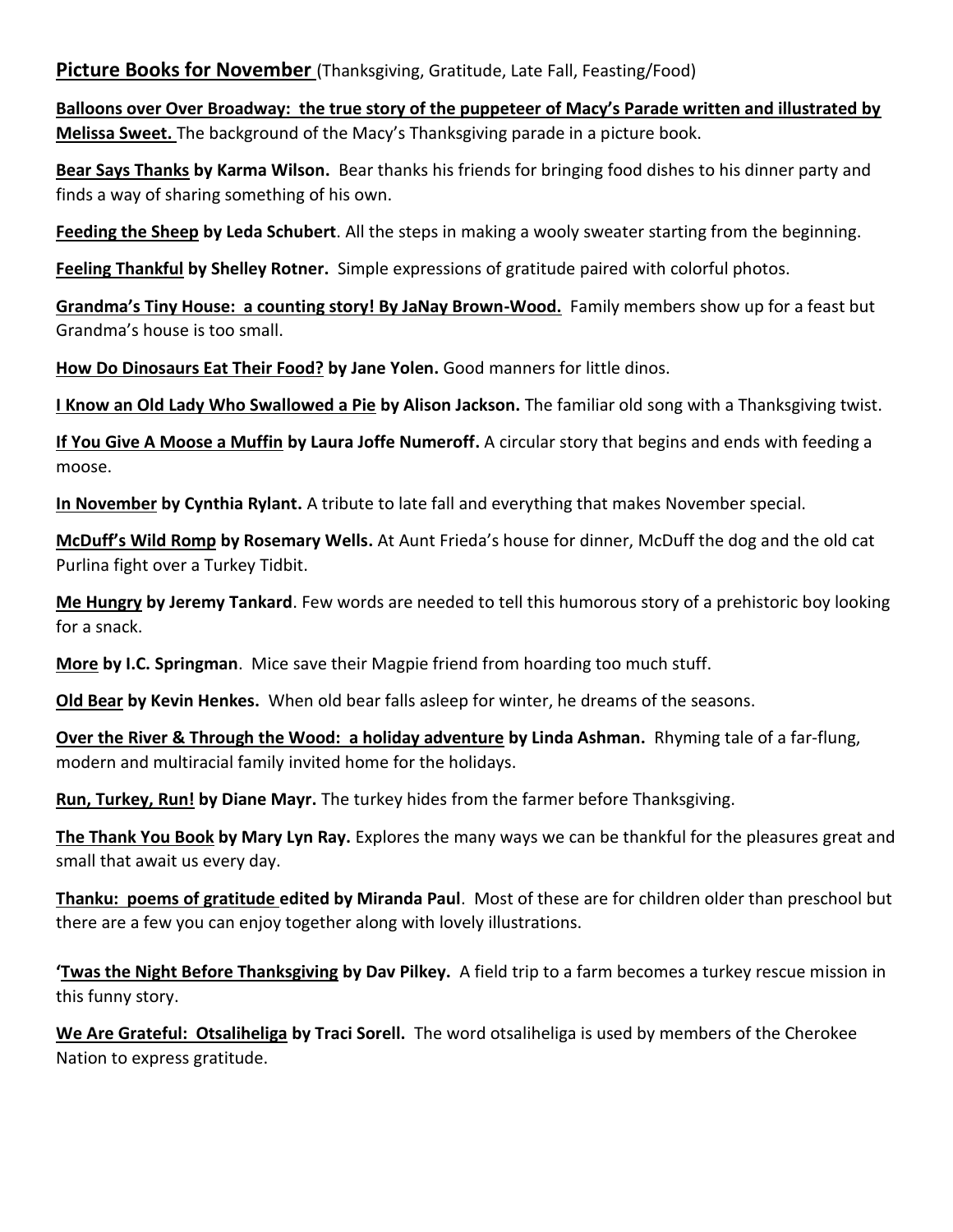**Picture Books for November** (Thanksgiving, Gratitude, Late Fall, Feasting/Food)

**Balloons over Over Broadway: the true story of the puppeteer of Macy's Parade written and illustrated by Melissa Sweet.** The background of the Macy's Thanksgiving parade in a picture book.

**Bear Says Thanks by Karma Wilson.** Bear thanks his friends for bringing food dishes to his dinner party and finds a way of sharing something of his own.

**Feeding the Sheep by Leda Schubert**. All the steps in making a wooly sweater starting from the beginning.

**Feeling Thankful by Shelley Rotner.** Simple expressions of gratitude paired with colorful photos.

**Grandma's Tiny House: a counting story! By JaNay Brown-Wood.** Family members show up for a feast but Grandma's house is too small.

**How Do Dinosaurs Eat Their Food? by Jane Yolen.** Good manners for little dinos.

**I Know an Old Lady Who Swallowed a Pie by Alison Jackson.** The familiar old song with a Thanksgiving twist.

**If You Give A Moose a Muffin by Laura Joffe Numeroff.** A circular story that begins and ends with feeding a moose.

**In November by Cynthia Rylant.** A tribute to late fall and everything that makes November special.

**McDuff's Wild Romp by Rosemary Wells.** At Aunt Frieda's house for dinner, McDuff the dog and the old cat Purlina fight over a Turkey Tidbit.

**Me Hungry by Jeremy Tankard**. Few words are needed to tell this humorous story of a prehistoric boy looking for a snack.

**More by I.C. Springman**. Mice save their Magpie friend from hoarding too much stuff.

**Old Bear by Kevin Henkes.** When old bear falls asleep for winter, he dreams of the seasons.

**Over the River & Through the Wood: a holiday adventure by Linda Ashman.** Rhyming tale of a far-flung, modern and multiracial family invited home for the holidays.

**Run, Turkey, Run! by Diane Mayr.** The turkey hides from the farmer before Thanksgiving.

**The Thank You Book by Mary Lyn Ray.** Explores the many ways we can be thankful for the pleasures great and small that await us every day.

**Thanku: poems of gratitude edited by Miranda Paul**. Most of these are for children older than preschool but there are a few you can enjoy together along with lovely illustrations.

**'Twas the Night Before Thanksgiving by Dav Pilkey.** A field trip to a farm becomes a turkey rescue mission in this funny story.

**We Are Grateful: Otsaliheliga by Traci Sorell.** The word otsaliheliga is used by members of the Cherokee Nation to express gratitude.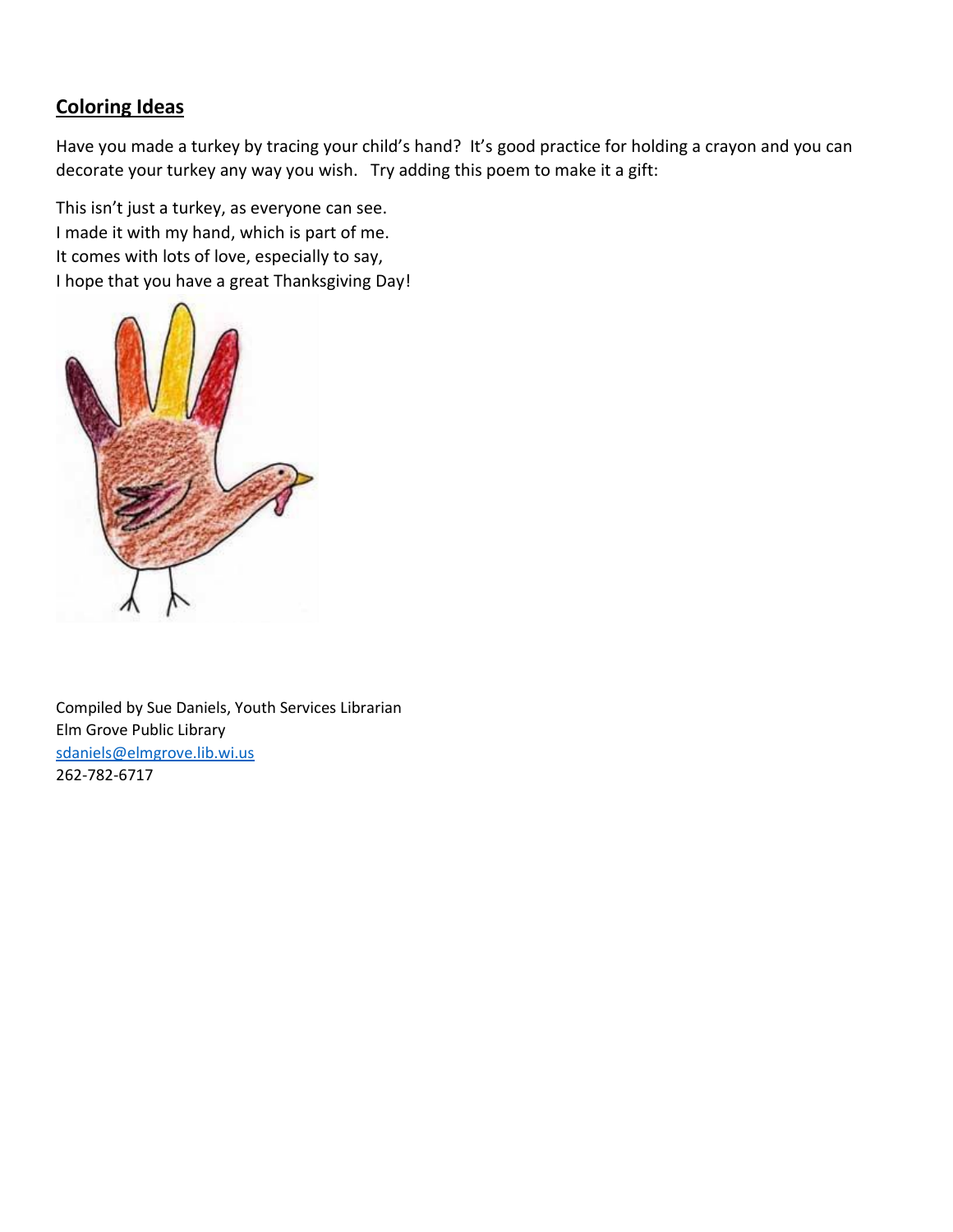## Coloring Ideas

Have you made a turkey by tracing your child's hand? It's good practice for holding a crayon and you can decorate your turkey any way you wish. Try adding this poem to make it a gift:

This isn't just a turkey, as everyone can see.
I made it with my hand, which is part of me.
It comes with lots of love, especially to say,
I hope that you have a great Thanksgiving Day!

Compiled by Sue Daniels, Youth Services Librarian
Elm Grove Public Library
sdaniels@elmgrove.lib.wi.us
262-782-6717